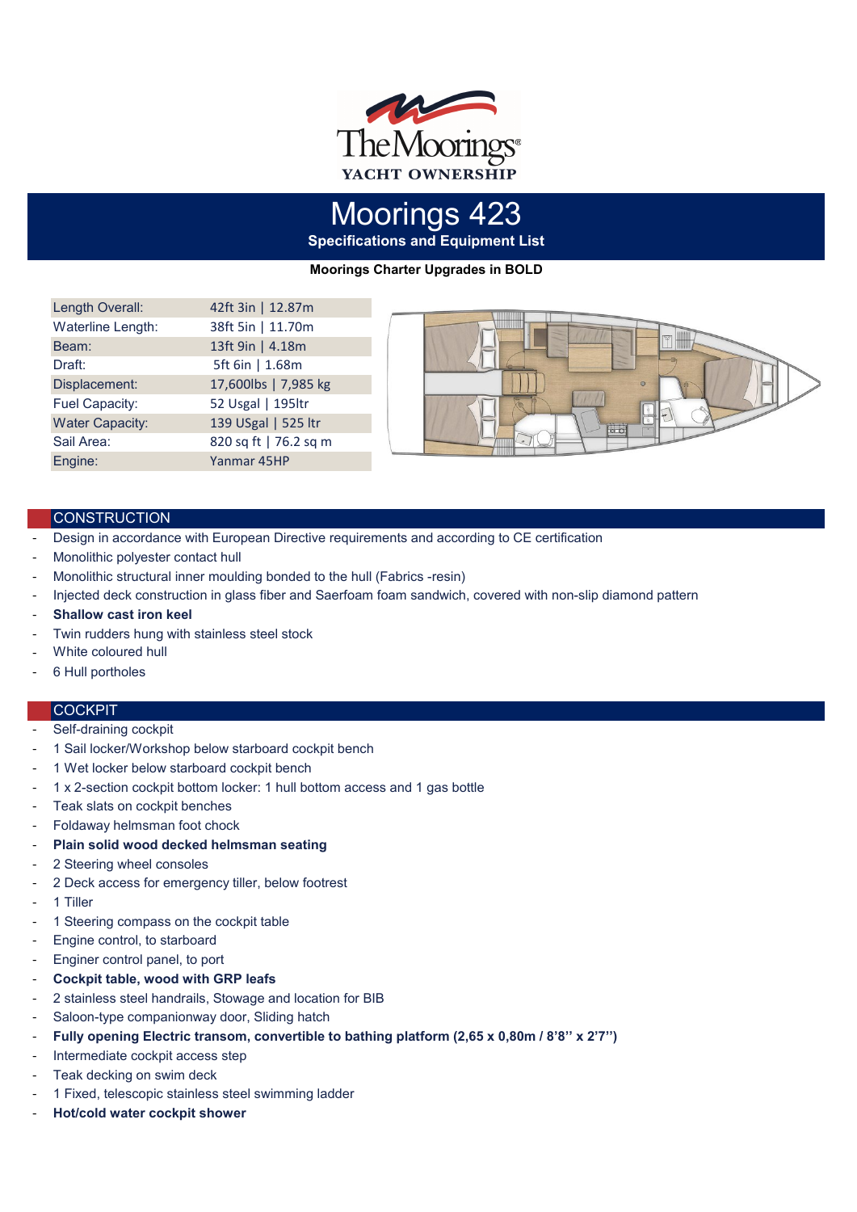The Moorings®
YACHT OWNERSHIP

# Moorings 423

## Specifications and Equipment List

**Moorings Charter Upgrades in BOLD**

| | |
|---|---|
| Length Overall: | 42ft 3in \| 12.87m |
| Waterline Length: | 38ft 5in \| 11.70m |
| Beam: | 13ft 9in \| 4.18m |
| Draft: | 5ft 6in \| 1.68m |
| Displacement: | 17,600lbs \| 7,985 kg |
| Fuel Capacity: | 52 Usgal \| 195ltr |
| Water Capacity: | 139 USgal \| 525 ltr |
| Sail Area: | 820 sq ft \| 76.2 sq m |
| Engine: | Yanmar 45HP |

## CONSTRUCTION

- Design in accordance with European Directive requirements and according to CE certification
- Monolithic polyester contact hull
- Monolithic structural inner moulding bonded to the hull (Fabrics -resin)
- Injected deck construction in glass fiber and Saerfoam foam sandwich, covered with non-slip diamond pattern
- **Shallow cast iron keel**
- Twin rudders hung with stainless steel stock
- White coloured hull
- 6 Hull portholes

## COCKPIT

- Self-draining cockpit
- 1 Sail locker/Workshop below starboard cockpit bench
- 1 Wet locker below starboard cockpit bench
- 1 x 2-section cockpit bottom locker: 1 hull bottom access and 1 gas bottle
- Teak slats on cockpit benches
- Foldaway helmsman foot chock
- **Plain solid wood decked helmsman seating**
- 2 Steering wheel consoles
- 2 Deck access for emergency tiller, below footrest
- 1 Tiller
- 1 Steering compass on the cockpit table
- Engine control, to starboard
- Enginer control panel, to port
- **Cockpit table, wood with GRP leafs**
- 2 stainless steel handrails, Stowage and location for BIB
- Saloon-type companionway door, Sliding hatch
- **Fully opening Electric transom, convertible to bathing platform (2,65 x 0,80m / 8'8'' x 2'7'')**
- Intermediate cockpit access step
- Teak decking on swim deck
- 1 Fixed, telescopic stainless steel swimming ladder
- **Hot/cold water cockpit shower**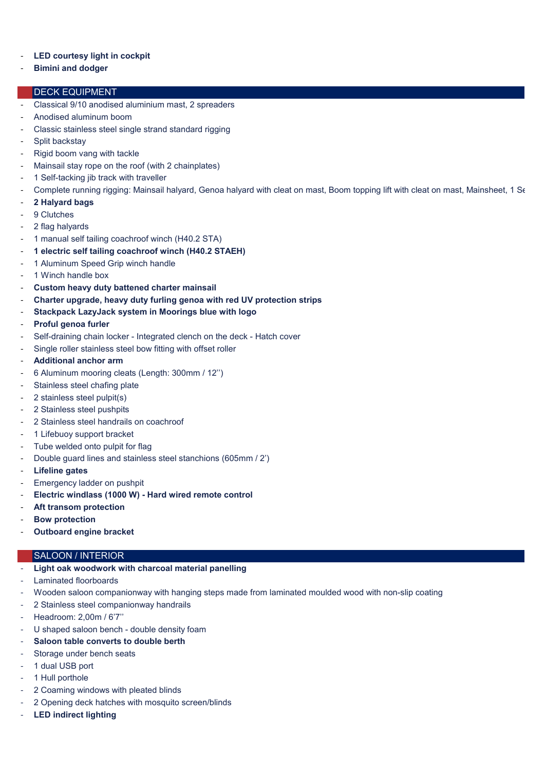- **LED courtesy light in cockpit**
- **Bimini and dodger**

## DECK EQUIPMENT

- Classical 9/10 anodised aluminium mast, 2 spreaders
- Anodised aluminum boom
- Classic stainless steel single strand standard rigging
- Split backstay
- Rigid boom vang with tackle
- Mainsail stay rope on the roof (with 2 chainplates)
- 1 Self-tacking jib track with traveller
- Complete running rigging: Mainsail halyard, Genoa halyard with cleat on mast, Boom topping lift with cleat on mast, Mainsheet, 1 Se
- **2 Halyard bags**
- 9 Clutches
- 2 flag halyards
- 1 manual self tailing coachroof winch (H40.2 STA)
- **1 electric self tailing coachroof winch (H40.2 STAEH)**
- 1 Aluminum Speed Grip winch handle
- 1 Winch handle box
- **Custom heavy duty battened charter mainsail**
- **Charter upgrade, heavy duty furling genoa with red UV protection strips**
- **Stackpack LazyJack system in Moorings blue with logo**
- **Proful genoa furler**
- Self-draining chain locker - Integrated clench on the deck - Hatch cover
- Single roller stainless steel bow fitting with offset roller
- **Additional anchor arm**
- 6 Aluminum mooring cleats (Length: 300mm / 12'')
- Stainless steel chafing plate
- 2 stainless steel pulpit(s)
- 2 Stainless steel pushpits
- 2 Stainless steel handrails on coachroof
- 1 Lifebuoy support bracket
- Tube welded onto pulpit for flag
- Double guard lines and stainless steel stanchions (605mm / 2')
- **Lifeline gates**
- Emergency ladder on pushpit
- **Electric windlass (1000 W) - Hard wired remote control**
- **Aft transom protection**
- **Bow protection**
- **Outboard engine bracket**

## SALOON / INTERIOR

- **Light oak woodwork with charcoal material panelling**
- Laminated floorboards
- Wooden saloon companionway with hanging steps made from laminated moulded wood with non-slip coating
- 2 Stainless steel companionway handrails
- Headroom: 2,00m / 6'7''
- U shaped saloon bench - double density foam
- **Saloon table converts to double berth**
- Storage under bench seats
- 1 dual USB port
- 1 Hull porthole
- 2 Coaming windows with pleated blinds
- 2 Opening deck hatches with mosquito screen/blinds
- **LED indirect lighting**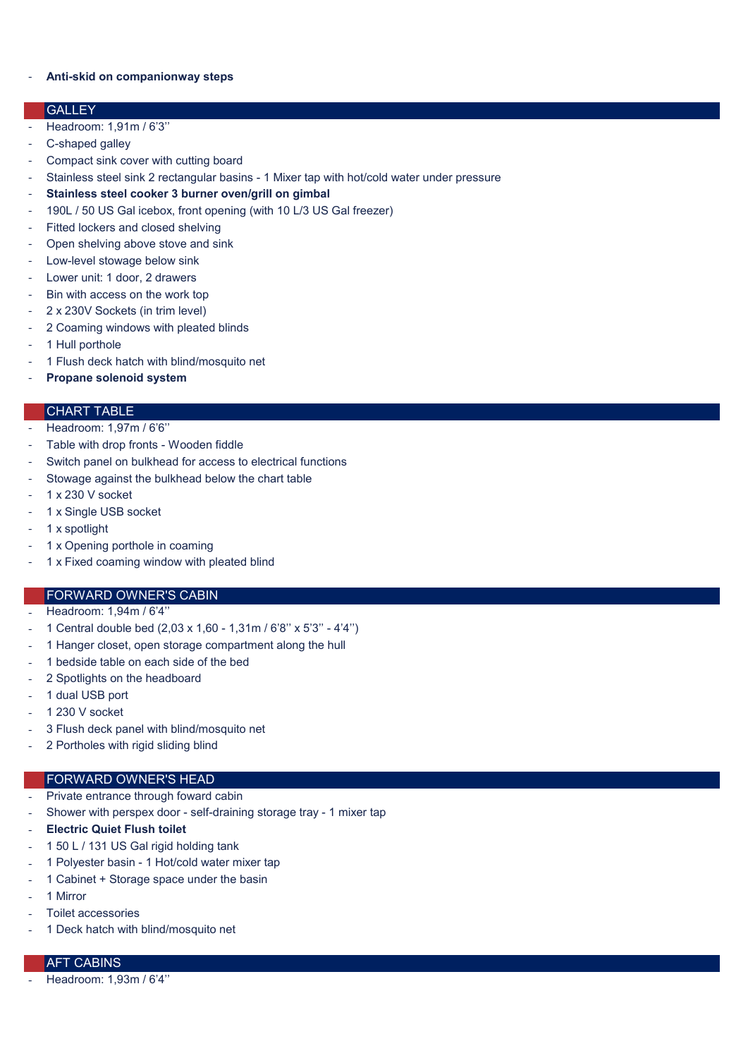- **Anti-skid on companionway steps**

## GALLEY

- Headroom: 1,91m / 6'3''
- C-shaped galley
- Compact sink cover with cutting board
- Stainless steel sink 2 rectangular basins - 1 Mixer tap with hot/cold water under pressure
- **Stainless steel cooker 3 burner oven/grill on gimbal**
- 190L / 50 US Gal icebox, front opening (with 10 L/3 US Gal freezer)
- Fitted lockers and closed shelving
- Open shelving above stove and sink
- Low-level stowage below sink
- Lower unit: 1 door, 2 drawers
- Bin with access on the work top
- 2 x 230V Sockets (in trim level)
- 2 Coaming windows with pleated blinds
- 1 Hull porthole
- 1 Flush deck hatch with blind/mosquito net
- **Propane solenoid system**

## CHART TABLE

- Headroom: 1,97m / 6'6''
- Table with drop fronts - Wooden fiddle
- Switch panel on bulkhead for access to electrical functions
- Stowage against the bulkhead below the chart table
- 1 x 230 V socket
- 1 x Single USB socket
- 1 x spotlight
- 1 x Opening porthole in coaming
- 1 x Fixed coaming window with pleated blind

## FORWARD OWNER'S CABIN

- Headroom: 1,94m / 6'4''
- 1 Central double bed (2,03 x 1,60 - 1,31m / 6'8'' x 5'3'' - 4'4'')
- 1 Hanger closet, open storage compartment along the hull
- 1 bedside table on each side of the bed
- 2 Spotlights on the headboard
- 1 dual USB port
- 1 230 V socket
- 3 Flush deck panel with blind/mosquito net
- 2 Portholes with rigid sliding blind

## FORWARD OWNER'S HEAD

- Private entrance through foward cabin
- Shower with perspex door - self-draining storage tray - 1 mixer tap
- **Electric Quiet Flush toilet**
- 1 50 L / 131 US Gal rigid holding tank
- 1 Polyester basin - 1 Hot/cold water mixer tap
- 1 Cabinet + Storage space under the basin
- 1 Mirror
- Toilet accessories
- 1 Deck hatch with blind/mosquito net

## AFT CABINS

- Headroom: 1,93m / 6'4''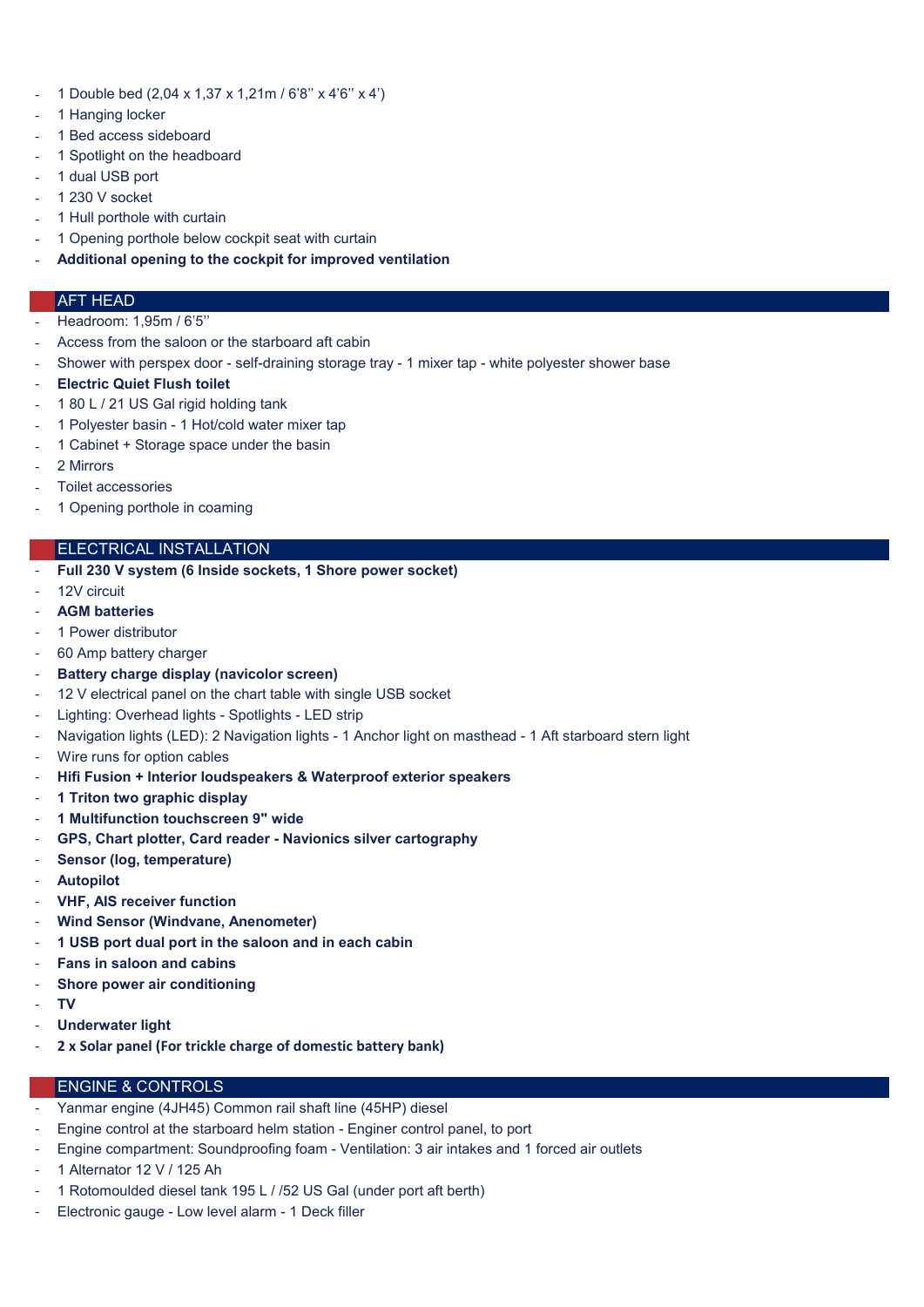- 1 Double bed (2,04 x 1,37 x 1,21m / 6'8'' x 4'6'' x 4')
- 1 Hanging locker
- 1 Bed access sideboard
- 1 Spotlight on the headboard
- 1 dual USB port
- 1 230 V socket
- 1 Hull porthole with curtain
- 1 Opening porthole below cockpit seat with curtain
- **Additional opening to the cockpit for improved ventilation**

## AFT HEAD

- Headroom: 1,95m / 6'5''
- Access from the saloon or the starboard aft cabin
- Shower with perspex door - self-draining storage tray - 1 mixer tap - white polyester shower base
- **Electric Quiet Flush toilet**
- 1 80 L / 21 US Gal rigid holding tank
- 1 Polyester basin - 1 Hot/cold water mixer tap
- 1 Cabinet + Storage space under the basin
- 2 Mirrors
- Toilet accessories
- 1 Opening porthole in coaming

## ELECTRICAL INSTALLATION

- **Full 230 V system (6 Inside sockets, 1 Shore power socket)**
- 12V circuit
- **AGM batteries**
- 1 Power distributor
- 60 Amp battery charger
- **Battery charge display (navicolor screen)**
- 12 V electrical panel on the chart table with single USB socket
- Lighting: Overhead lights - Spotlights - LED strip
- Navigation lights (LED): 2 Navigation lights - 1 Anchor light on masthead - 1 Aft starboard stern light
- Wire runs for option cables
- **Hifi Fusion + Interior loudspeakers & Waterproof exterior speakers**
- **1 Triton two graphic display**
- **1 Multifunction touchscreen 9" wide**
- **GPS, Chart plotter, Card reader - Navionics silver cartography**
- **Sensor (log, temperature)**
- **Autopilot**
- **VHF, AIS receiver function**
- **Wind Sensor (Windvane, Anenometer)**
- **1 USB port dual port in the saloon and in each cabin**
- **Fans in saloon and cabins**
- **Shore power air conditioning**
- **TV**
- **Underwater light**
- **2 x Solar panel (For trickle charge of domestic battery bank)**

## ENGINE & CONTROLS

- Yanmar engine (4JH45) Common rail shaft line (45HP) diesel
- Engine control at the starboard helm station - Enginer control panel, to port
- Engine compartment: Soundproofing foam - Ventilation: 3 air intakes and 1 forced air outlets
- 1 Alternator 12 V / 125 Ah
- 1 Rotomoulded diesel tank 195 L / /52 US Gal (under port aft berth)
- Electronic gauge - Low level alarm - 1 Deck filler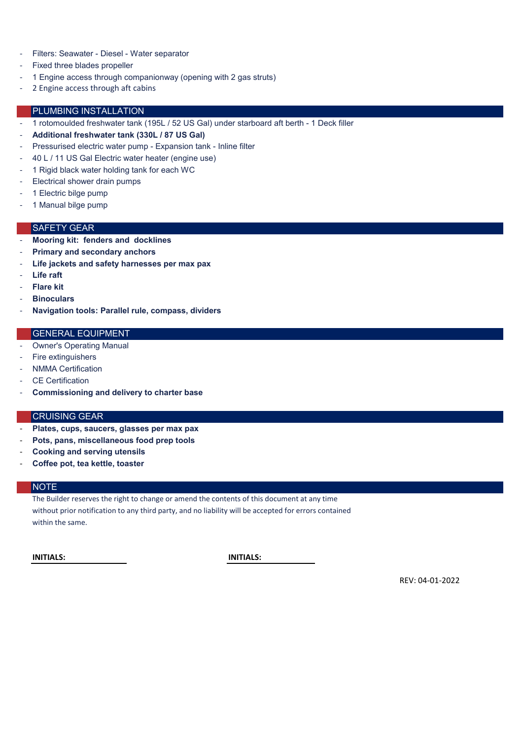- Filters: Seawater - Diesel - Water separator
- Fixed three blades propeller
- 1 Engine access through companionway (opening with 2 gas struts)
- 2 Engine access through aft cabins

## PLUMBING INSTALLATION

- 1 rotomoulded freshwater tank (195L / 52 US Gal) under starboard aft berth - 1 Deck filler
- **Additional freshwater tank (330L / 87 US Gal)**
- Pressurised electric water pump - Expansion tank - Inline filter
- 40 L / 11 US Gal Electric water heater (engine use)
- 1 Rigid black water holding tank for each WC
- Electrical shower drain pumps
- 1 Electric bilge pump
- 1 Manual bilge pump

## SAFETY GEAR

- **Mooring kit: fenders and docklines**
- **Primary and secondary anchors**
- **Life jackets and safety harnesses per max pax**
- **Life raft**
- **Flare kit**
- **Binoculars**
- **Navigation tools: Parallel rule, compass, dividers**

## GENERAL EQUIPMENT

- Owner's Operating Manual
- Fire extinguishers
- NMMA Certification
- CE Certification
- **Commissioning and delivery to charter base**

## CRUISING GEAR

- **Plates, cups, saucers, glasses per max pax**
- **Pots, pans, miscellaneous food prep tools**
- **Cooking and serving utensils**
- **Coffee pot, tea kettle, toaster**

## NOTE

The Builder reserves the right to change or amend the contents of this document at any time without prior notification to any third party, and no liability will be accepted for errors contained within the same.

**INITIALS:** ____________ **INITIALS:** ____________

REV: 04-01-2022